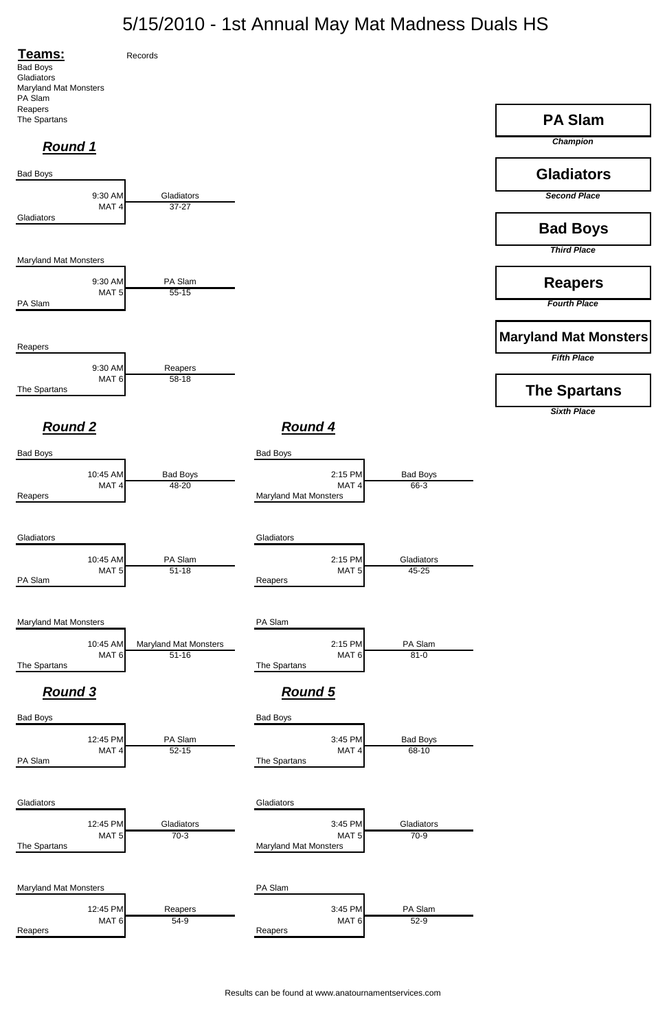# 5/15/2010 - 1st Annual May Mat Madness Duals HS

**Teams:** Records

- Bad Boys
- Gladiators
- Maryland Mat Monsters
- PA Slam
- Reapers
- The Spartans

## Final Standings

| Place | Team |
|---|---|
| *Champion* | **PA Slam** |
| *Second Place* | **Gladiators** |
| *Third Place* | **Bad Boys** |
| *Fourth Place* | **Reapers** |
| *Fifth Place* | **Maryland Mat Monsters** |
| *Sixth Place* | **The Spartans** |

## *Round 1*

| Team 1 | Team 2 | Time | Mat | Winner | Score |
|---|---|---|---|---|---|
| Bad Boys | Gladiators | 9:30 AM | MAT 4 | Gladiators | 37-27 |
| Maryland Mat Monsters | PA Slam | 9:30 AM | MAT 5 | PA Slam | 55-15 |
| Reapers | The Spartans | 9:30 AM | MAT 6 | Reapers | 58-18 |

## *Round 2*

| Team 1 | Team 2 | Time | Mat | Winner | Score |
|---|---|---|---|---|---|
| Bad Boys | Reapers | 10:45 AM | MAT 4 | Bad Boys | 48-20 |
| Gladiators | PA Slam | 10:45 AM | MAT 5 | PA Slam | 51-18 |
| Maryland Mat Monsters | The Spartans | 10:45 AM | MAT 6 | Maryland Mat Monsters | 51-16 |

## *Round 3*

| Team 1 | Team 2 | Time | Mat | Winner | Score |
|---|---|---|---|---|---|
| Bad Boys | PA Slam | 12:45 PM | MAT 4 | PA Slam | 52-15 |
| Gladiators | The Spartans | 12:45 PM | MAT 5 | Gladiators | 70-3 |
| Maryland Mat Monsters | Reapers | 12:45 PM | MAT 6 | Reapers | 54-9 |

## *Round 4*

| Team 1 | Team 2 | Time | Mat | Winner | Score |
|---|---|---|---|---|---|
| Bad Boys | Maryland Mat Monsters | 2:15 PM | MAT 4 | Bad Boys | 66-3 |
| Gladiators | Reapers | 2:15 PM | MAT 5 | Gladiators | 45-25 |
| PA Slam | The Spartans | 2:15 PM | MAT 6 | PA Slam | 81-0 |

## *Round 5*

| Team 1 | Team 2 | Time | Mat | Winner | Score |
|---|---|---|---|---|---|
| Bad Boys | The Spartans | 3:45 PM | MAT 4 | Bad Boys | 68-10 |
| Gladiators | Maryland Mat Monsters | 3:45 PM | MAT 5 | Gladiators | 70-9 |
| PA Slam | Reapers | 3:45 PM | MAT 6 | PA Slam | 52-9 |

Results can be found at www.anatournamentservices.com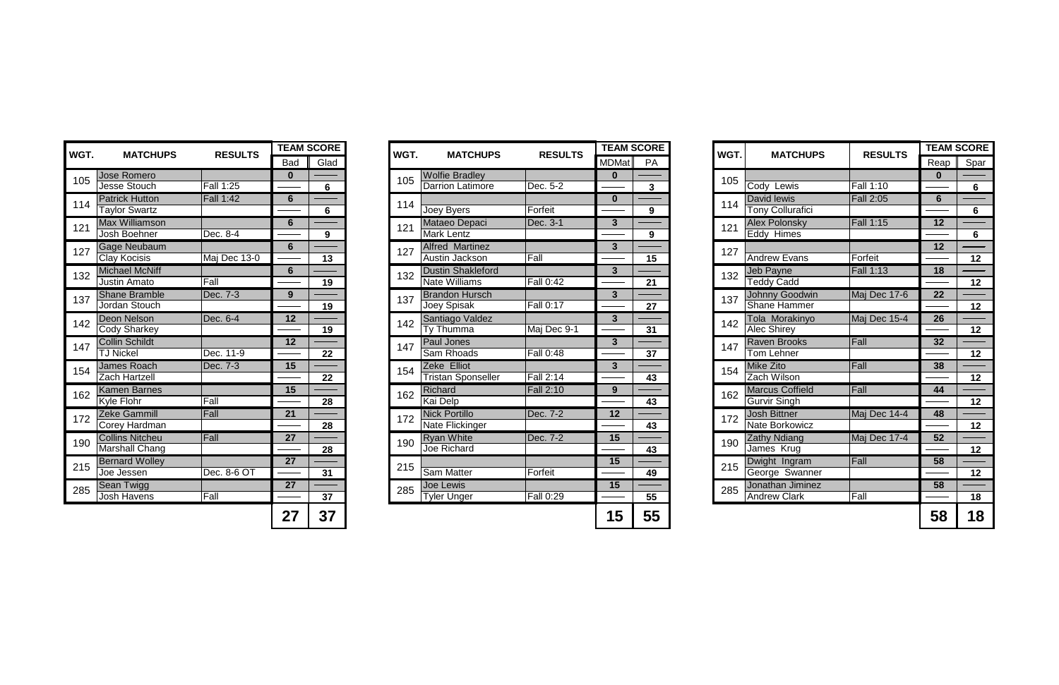| WGT. | MATCHUPS | RESULTS | TEAM SCORE | |
|---|---|---|---|---|
| | | | Bad | Glad |
| 105 | Jose Romero | | 0 | |
| | Jesse Stouch | Fall 1:25 | | 6 |
| 114 | Patrick Hutton | Fall 1:42 | 6 | |
| | Taylor Swartz | | | 6 |
| 121 | Max Williamson | | 6 | |
| | Josh Boehner | Dec. 8-4 | | 9 |
| 127 | Gage Neubaum | | 6 | |
| | Clay Kocisis | Maj Dec 13-0 | | 13 |
| 132 | Michael McNiff | | 6 | |
| | Justin Amato | Fall | | 19 |
| 137 | Shane Bramble | Dec. 7-3 | 9 | |
| | Jordan Stouch | | | 19 |
| 142 | Deon Nelson | Dec. 6-4 | 12 | |
| | Cody Sharkey | | | 19 |
| 147 | Collin Schildt | | 12 | |
| | TJ Nickel | Dec. 11-9 | | 22 |
| 154 | James Roach | Dec. 7-3 | 15 | |
| | Zach Hartzell | | | 22 |
| 162 | Kamen Barnes | | 15 | |
| | Kyle Flohr | Fall | | 28 |
| 172 | Zeke Gammill | Fall | 21 | |
| | Corey Hardman | | | 28 |
| 190 | Collins Nitcheu | Fall | 27 | |
| | Marshall Chang | | | 28 |
| 215 | Bernard Wolley | | 27 | |
| | Joe Jessen | Dec. 8-6 OT | | 31 |
| 285 | Sean Twigg | | 27 | |
| | Josh Havens | Fall | | 37 |
| | | | 27 | 37 |

| WGT. | MATCHUPS | RESULTS | TEAM SCORE | |
|---|---|---|---|---|
| | | | MDMat | PA |
| 105 | Wolfie Bradley | | 0 | |
| | Darrion Latimore | Dec. 5-2 | | 3 |
| 114 | | | 0 | |
| | Joey Byers | Forfeit | | 9 |
| 121 | Mataeo Depaci | Dec. 3-1 | 3 | |
| | Mark Lentz | | | 9 |
| 127 | Alfred Martinez | | 3 | |
| | Austin Jackson | Fall | | 15 |
| 132 | Dustin Shakleford | | 3 | |
| | Nate Williams | Fall 0:42 | | 21 |
| 137 | Brandon Hursch | | 3 | |
| | Joey Spisak | Fall 0:17 | | 27 |
| 142 | Santiago Valdez | | 3 | |
| | Ty Thumma | Maj Dec 9-1 | | 31 |
| 147 | Paul Jones | | 3 | |
| | Sam Rhoads | Fall 0:48 | | 37 |
| 154 | Zeke Elliot | | 3 | |
| | Tristan Sponseller | Fall 2:14 | | 43 |
| 162 | Richard | Fall 2:10 | 9 | |
| | Kai Delp | | | 43 |
| 172 | Nick Portillo | Dec. 7-2 | 12 | |
| | Nate Flickinger | | | 43 |
| 190 | Ryan White | Dec. 7-2 | 15 | |
| | Joe Richard | | | 43 |
| 215 | | | 15 | |
| | Sam Matter | Forfeit | | 49 |
| 285 | Joe Lewis | | 15 | |
| | Tyler Unger | Fall 0:29 | | 55 |
| | | | 15 | 55 |

| WGT. | MATCHUPS | RESULTS | TEAM SCORE | |
|---|---|---|---|---|
| | | | Reap | Spar |
| 105 | | | 0 | |
| | Cody Lewis | Fall 1:10 | | 6 |
| 114 | David lewis | Fall 2:05 | 6 | |
| | Tony Collurafici | | | 6 |
| 121 | Alex Polonsky | Fall 1:15 | 12 | |
| | Eddy Himes | | | 6 |
| 127 | | | 12 | |
| | Andrew Evans | Forfeit | | 12 |
| 132 | Jeb Payne | Fall 1:13 | 18 | |
| | Teddy Cadd | | | 12 |
| 137 | Johnny Goodwin | Maj Dec 17-6 | 22 | |
| | Shane Hammer | | | 12 |
| 142 | Tola Morakinyo | Maj Dec 15-4 | 26 | |
| | Alec Shirey | | | 12 |
| 147 | Raven Brooks | Fall | 32 | |
| | Tom Lehner | | | 12 |
| 154 | Mike Zito | Fall | 38 | |
| | Zach Wilson | | | 12 |
| 162 | Marcus Coffield | Fall | 44 | |
| | Gurvir Singh | | | 12 |
| 172 | Josh Bittner | Maj Dec 14-4 | 48 | |
| | Nate Borkowicz | | | 12 |
| 190 | Zathy Ndiang | Maj Dec 17-4 | 52 | |
| | James Krug | | | 12 |
| 215 | Dwight Ingram | Fall | 58 | |
| | George Swanner | | | 12 |
| 285 | Jonathan Jiminez | | 58 | |
| | Andrew Clark | Fall | | 18 |
| | | | 58 | 18 |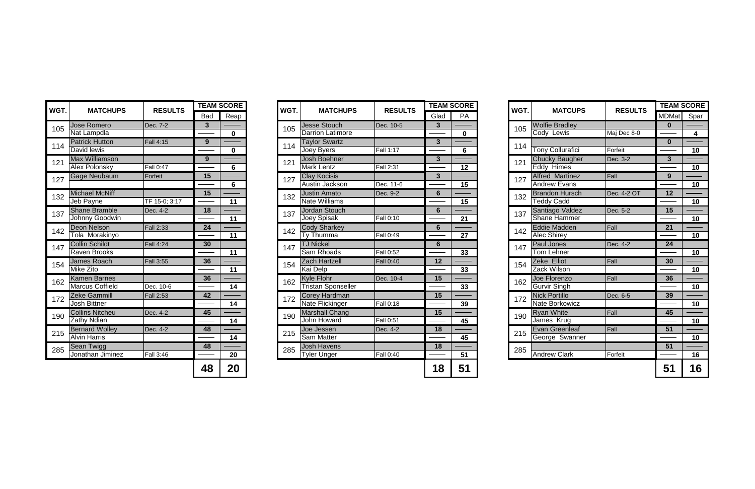| WGT. | MATCHUPS | RESULTS | TEAM SCORE | |
|---|---|---|---|---|
| | | | Bad | Reap |
| 105 | Jose Romero | Dec. 7-2 | 3 | |
| | Nat Lampdla | | | 0 |
| 114 | Patrick Hutton | Fall 4:15 | 9 | |
| | David lewis | | | 0 |
| 121 | Max Williamson | | 9 | |
| | Alex Polonsky | Fall 0:47 | | 6 |
| 127 | Gage Neubaum | Forfeit | 15 | |
| | | | | 6 |
| 132 | Michael McNiff | | 15 | |
| | Jeb Payne | TF 15-0; 3:17 | | 11 |
| 137 | Shane Bramble | Dec. 4-2 | 18 | |
| | Johnny Goodwin | | | 11 |
| 142 | Deon Nelson | Fall 2:33 | 24 | |
| | Tola Morakinyo | | | 11 |
| 147 | Collin Schildt | Fall 4:24 | 30 | |
| | Raven Brooks | | | 11 |
| 154 | James Roach | Fall 3:55 | 36 | |
| | Mike Zito | | | 11 |
| 162 | Kamen Barnes | | 36 | |
| | Marcus Coffield | Dec. 10-6 | | 14 |
| 172 | Zeke Gammill | Fall 2:53 | 42 | |
| | Josh Bittner | | | 14 |
| 190 | Collins Nitcheu | Dec. 4-2 | 45 | |
| | Zathy Ndian | | | 14 |
| 215 | Bernard Wolley | Dec. 4-2 | 48 | |
| | Alvin Harris | | | 14 |
| 285 | Sean Twigg | | 48 | |
| | Jonathan Jiminez | Fall 3:46 | | 20 |
| | | | **48** | **20** |

| WGT. | MATCHUPS | RESULTS | TEAM SCORE | |
|---|---|---|---|---|
| | | | Glad | PA |
| 105 | Jesse Stouch | Dec. 10-5 | 3 | |
| | Darrion Latimore | | | 0 |
| 114 | Taylor Swartz | | 3 | |
| | Joey Byers | Fall 1:17 | | 6 |
| 121 | Josh Boehner | | 3 | |
| | Mark Lentz | Fall 2:31 | | 12 |
| 127 | Clay Kocisis | | 3 | |
| | Austin Jackson | Dec. 11-6 | | 15 |
| 132 | Justin Amato | Dec. 9-2 | 6 | |
| | Nate Williams | | | 15 |
| 137 | Jordan Stouch | | 6 | |
| | Joey Spisak | Fall 0:10 | | 21 |
| 142 | Cody Sharkey | | 6 | |
| | Ty Thumma | Fall 0:49 | | 27 |
| 147 | TJ Nickel | | 6 | |
| | Sam Rhoads | Fall 0:52 | | 33 |
| 154 | Zach Hartzell | Fall 0:40 | 12 | |
| | Kai Delp | | | 33 |
| 162 | Kyle Flohr | Dec. 10-4 | 15 | |
| | Tristan Sponseller | | | 33 |
| 172 | Corey Hardman | | 15 | |
| | Nate Flickinger | Fall 0:18 | | 39 |
| 190 | Marshall Chang | | 15 | |
| | John Howard | Fall 0:51 | | 45 |
| 215 | Joe Jessen | Dec. 4-2 | 18 | |
| | Sam Matter | | | 45 |
| 285 | Josh Havens | | 18 | |
| | Tyler Unger | Fall 0:40 | | 51 |
| | | | **18** | **51** |

| WGT. | MATCUPS | RESULTS | TEAM SCORE | |
|---|---|---|---|---|
| | | | MDMat | Spar |
| 105 | Wolfie Bradley | | 0 | |
| | Cody Lewis | Maj Dec 8-0 | | 4 |
| 114 | | | 0 | |
| | Tony Collurafici | Forfeit | | 10 |
| 121 | Chucky Baugher | Dec. 3-2 | 3 | |
| | Eddy Himes | | | 10 |
| 127 | Alfred Martinez | Fall | 9 | |
| | Andrew Evans | | | 10 |
| 132 | Brandon Hursch | Dec. 4-2 OT | 12 | |
| | Teddy Cadd | | | 10 |
| 137 | Santiago Valdez | Dec. 5-2 | 15 | |
| | Shane Hammer | | | 10 |
| 142 | Eddie Madden | Fall | 21 | |
| | Alec Shirey | | | 10 |
| 147 | Paul Jones | Dec. 4-2 | 24 | |
| | Tom Lehner | | | 10 |
| 154 | Zeke Elliot | Fall | 30 | |
| | Zack Wilson | | | 10 |
| 162 | Joe Florenzo | Fall | 36 | |
| | Gurvir Singh | | | 10 |
| 172 | Nick Portillo | Dec. 6-5 | 39 | |
| | Nate Borkowicz | | | 10 |
| 190 | Ryan White | Fall | 45 | |
| | James Krug | | | 10 |
| 215 | Evan Greenleaf | Fall | 51 | |
| | George Swanner | | | 10 |
| 285 | | | 51 | |
| | Andrew Clark | Forfeit | | 16 |
| | | | **51** | **16** |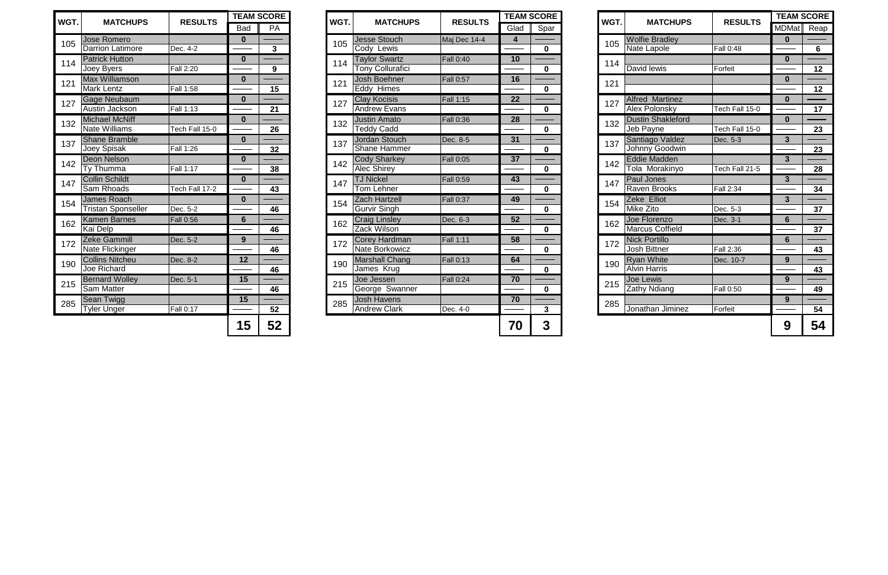| WGT. | MATCHUPS | RESULTS | TEAM SCORE | |
|---|---|---|---|---|
| | | | Bad | PA |
| 105 | Jose Romero | | 0 | |
| | Darrion Latimore | Dec. 4-2 | | 3 |
| 114 | Patrick Hutton | | 0 | |
| | Joey Byers | Fall 2:20 | | 9 |
| 121 | Max Williamson | | 0 | |
| | Mark Lentz | Fall 1:58 | | 15 |
| 127 | Gage Neubaum | | 0 | |
| | Austin Jackson | Fall 1:13 | | 21 |
| 132 | Michael McNiff | | 0 | |
| | Nate Williams | Tech Fall 15-0 | | 26 |
| 137 | Shane Bramble | | 0 | |
| | Joey Spisak | Fall 1:26 | | 32 |
| 142 | Deon Nelson | | 0 | |
| | Ty Thumma | Fall 1:17 | | 38 |
| 147 | Collin Schildt | | 0 | |
| | Sam Rhoads | Tech Fall 17-2 | | 43 |
| 154 | James Roach | | 0 | |
| | Tristan Sponseller | Dec. 5-2 | | 46 |
| 162 | Kamen Barnes | Fall 0:56 | 6 | |
| | Kai Delp | | | 46 |
| 172 | Zeke Gammill | Dec. 5-2 | 9 | |
| | Nate Flickinger | | | 46 |
| 190 | Collins Nitcheu | Dec. 8-2 | 12 | |
| | Joe Richard | | | 46 |
| 215 | Bernard Wolley | Dec. 5-1 | 15 | |
| | Sam Matter | | | 46 |
| 285 | Sean Twigg | | 15 | |
| | Tyler Unger | Fall 0:17 | | 52 |
| | | | 15 | 52 |

| WGT. | MATCHUPS | RESULTS | TEAM SCORE | |
|---|---|---|---|---|
| | | | Glad | Spar |
| 105 | Jesse Stouch | Maj Dec 14-4 | 4 | |
| | Cody Lewis | | | 0 |
| 114 | Taylor Swartz | Fall 0:40 | 10 | |
| | Tony Collurafici | | | 0 |
| 121 | Josh Boehner | Fall 0:57 | 16 | |
| | Eddy Himes | | | 0 |
| 127 | Clay Kocisis | Fall 1:15 | 22 | |
| | Andrew Evans | | | 0 |
| 132 | Justin Amato | Fall 0:36 | 28 | |
| | Teddy Cadd | | | 0 |
| 137 | Jordan Stouch | Dec. 8-5 | 31 | |
| | Shane Hammer | | | 0 |
| 142 | Cody Sharkey | Fall 0:05 | 37 | |
| | Alec Shirey | | | 0 |
| 147 | TJ Nickel | Fall 0:59 | 43 | |
| | Tom Lehner | | | 0 |
| 154 | Zach Hartzell | Fall 0:37 | 49 | |
| | Gurvir Singh | | | 0 |
| 162 | Craig Linsley | Dec. 6-3 | 52 | |
| | Zack Wilson | | | 0 |
| 172 | Corey Hardman | Fall 1:11 | 58 | |
| | Nate Borkowicz | | | 0 |
| 190 | Marshall Chang | Fall 0:13 | 64 | |
| | James Krug | | | 0 |
| 215 | Joe Jessen | Fall 0:24 | 70 | |
| | George Swanner | | | 0 |
| 285 | Josh Havens | | 70 | |
| | Andrew Clark | Dec. 4-0 | | 3 |
| | | | 70 | 3 |

| WGT. | MATCHUPS | RESULTS | TEAM SCORE | |
|---|---|---|---|---|
| | | | MDMat | Reap |
| 105 | Wolfie Bradley | | 0 | |
| | Nate Lapole | Fall 0:48 | | 6 |
| 114 | | | 0 | |
| | David lewis | Forfeit | | 12 |
| 121 | | | 0 | |
| | | | | 12 |
| 127 | Alfred Martinez | | 0 | |
| | Alex Polonsky | Tech Fall 15-0 | | 17 |
| 132 | Dustin Shakleford | | 0 | |
| | Jeb Payne | Tech Fall 15-0 | | 23 |
| 137 | Santiago Valdez | Dec. 5-3 | 3 | |
| | Johnny Goodwin | | | 23 |
| 142 | Eddie Madden | | 3 | |
| | Tola Morakinyo | Tech Fall 21-5 | | 28 |
| 147 | Paul Jones | | 3 | |
| | Raven Brooks | Fall 2:34 | | 34 |
| 154 | Zeke Elliot | | 3 | |
| | Mike Zito | Dec. 5-3 | | 37 |
| 162 | Joe Florenzo | Dec. 3-1 | 6 | |
| | Marcus Coffield | | | 37 |
| 172 | Nick Portillo | | 6 | |
| | Josh Bittner | Fall 2:36 | | 43 |
| 190 | Ryan White | Dec. 10-7 | 9 | |
| | Alvin Harris | | | 43 |
| 215 | Joe Lewis | | 9 | |
| | Zathy Ndiang | Fall 0:50 | | 49 |
| 285 | | | 9 | |
| | Jonathan Jiminez | Forfeit | | 54 |
| | | | 9 | 54 |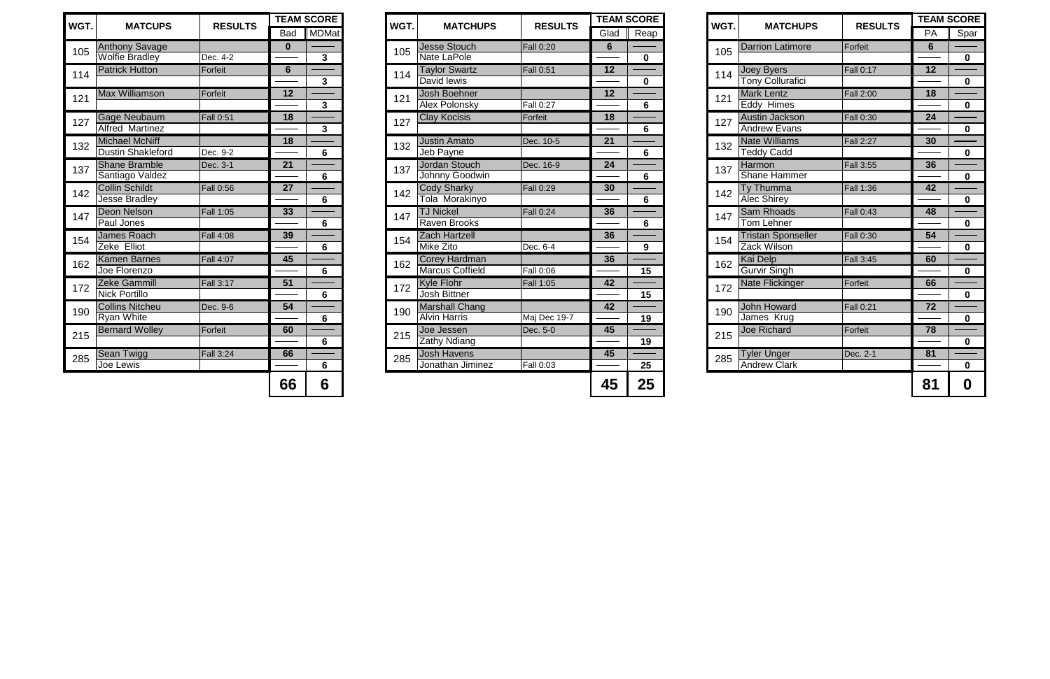| WGT. | MATCUPS | RESULTS | TEAM SCORE | |
|---|---|---|---|---|
| | | | Bad | MDMat |
| 105 | Anthony Savage | | 0 | |
| | Wolfie Bradley | Dec. 4-2 | | 3 |
| 114 | Patrick Hutton | Forfeit | 6 | |
| | | | | 3 |
| 121 | Max Williamson | Forfeit | 12 | |
| | | | | 3 |
| 127 | Gage Neubaum | Fall 0:51 | 18 | |
| | Alfred Martinez | | | 3 |
| 132 | Michael McNiff | | 18 | |
| | Dustin Shakleford | Dec. 9-2 | | 6 |
| 137 | Shane Bramble | Dec. 3-1 | 21 | |
| | Santiago Valdez | | | 6 |
| 142 | Collin Schildt | Fall 0:56 | 27 | |
| | Jesse Bradley | | | 6 |
| 147 | Deon Nelson | Fall 1:05 | 33 | |
| | Paul Jones | | | 6 |
| 154 | James Roach | Fall 4:08 | 39 | |
| | Zeke Elliot | | | 6 |
| 162 | Kamen Barnes | Fall 4:07 | 45 | |
| | Joe Florenzo | | | 6 |
| 172 | Zeke Gammill | Fall 3:17 | 51 | |
| | Nick Portillo | | | 6 |
| 190 | Collins Nitcheu | Dec. 9-6 | 54 | |
| | Ryan White | | | 6 |
| 215 | Bernard Wolley | Forfeit | 60 | |
| | | | | 6 |
| 285 | Sean Twigg | Fall 3:24 | 66 | |
| | Joe Lewis | | | 6 |
| | | | **66** | **6** |

| WGT. | MATCHUPS | RESULTS | TEAM SCORE | |
|---|---|---|---|---|
| | | | Glad | Reap |
| 105 | Jesse Stouch | Fall 0:20 | 6 | |
| | Nate LaPole | | | 0 |
| 114 | Taylor Swartz | Fall 0:51 | 12 | |
| | David lewis | | | 0 |
| 121 | Josh Boehner | | 12 | |
| | Alex Polonsky | Fall 0:27 | | 6 |
| 127 | Clay Kocisis | Forfeit | 18 | |
| | | | | 6 |
| 132 | Justin Amato | Dec. 10-5 | 21 | |
| | Jeb Payne | | | 6 |
| 137 | Jordan Stouch | Dec. 16-9 | 24 | |
| | Johnny Goodwin | | | 6 |
| 142 | Cody Sharky | Fall 0:29 | 30 | |
| | Tola Morakinyo | | | 6 |
| 147 | TJ Nickel | Fall 0:24 | 36 | |
| | Raven Brooks | | | 6 |
| 154 | Zach Hartzell | | 36 | |
| | Mike Zito | Dec. 6-4 | | 9 |
| 162 | Corey Hardman | | 36 | |
| | Marcus Coffield | Fall 0:06 | | 15 |
| 172 | Kyle Flohr | Fall 1:05 | 42 | |
| | Josh Bittner | | | 15 |
| 190 | Marshall Chang | | 42 | |
| | Alvin Harris | Maj Dec 19-7 | | 19 |
| 215 | Joe Jessen | Dec. 5-0 | 45 | |
| | Zathy Ndiang | | | 19 |
| 285 | Josh Havens | | 45 | |
| | Jonathan Jiminez | Fall 0:03 | | 25 |
| | | | **45** | **25** |

| WGT. | MATCHUPS | RESULTS | TEAM SCORE | |
|---|---|---|---|---|
| | | | PA | Spar |
| 105 | Darrion Latimore | Forfeit | 6 | |
| | | | | 0 |
| 114 | Joey Byers | Fall 0:17 | 12 | |
| | Tony Collurafici | | | 0 |
| 121 | Mark Lentz | Fall 2:00 | 18 | |
| | Eddy Himes | | | 0 |
| 127 | Austin Jackson | Fall 0:30 | 24 | |
| | Andrew Evans | | | 0 |
| 132 | Nate Williams | Fall 2:27 | 30 | |
| | Teddy Cadd | | | 0 |
| 137 | Harmon | Fall 3:55 | 36 | |
| | Shane Hammer | | | 0 |
| 142 | Ty Thumma | Fall 1:36 | 42 | |
| | Alec Shirey | | | 0 |
| 147 | Sam Rhoads | Fall 0:43 | 48 | |
| | Tom Lehner | | | 0 |
| 154 | Tristan Sponseller | Fall 0:30 | 54 | |
| | Zack Wilson | | | 0 |
| 162 | Kai Delp | Fall 3:45 | 60 | |
| | Gurvir Singh | | | 0 |
| 172 | Nate Flickinger | Forfeit | 66 | |
| | | | | 0 |
| 190 | John Howard | Fall 0:21 | 72 | |
| | James Krug | | | 0 |
| 215 | Joe Richard | Forfeit | 78 | |
| | | | | 0 |
| 285 | Tyler Unger | Dec. 2-1 | 81 | |
| | Andrew Clark | | | 0 |
| | | | **81** | **0** |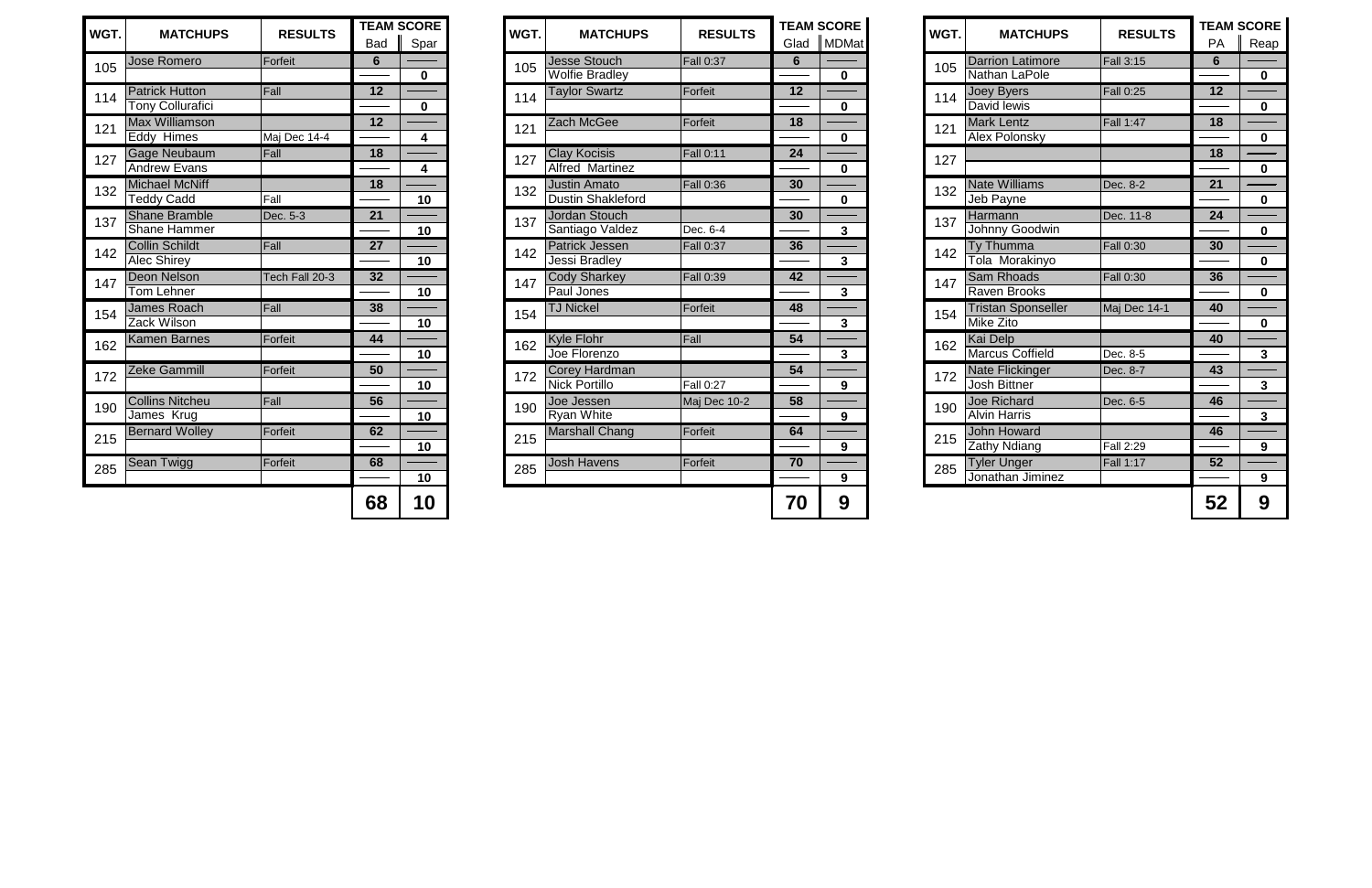| WGT. | MATCHUPS | RESULTS | TEAM SCORE | |
|---|---|---|---|---|
| | | | Bad | Spar |
| 105 | Jose Romero | Forfeit | 6 | |
| | | | | 0 |
| 114 | Patrick Hutton | Fall | 12 | |
| | Tony Collurafici | | | 0 |
| 121 | Max Williamson | | 12 | |
| | Eddy Himes | Maj Dec 14-4 | | 4 |
| 127 | Gage Neubaum | Fall | 18 | |
| | Andrew Evans | | | 4 |
| 132 | Michael McNiff | | 18 | |
| | Teddy Cadd | Fall | | 10 |
| 137 | Shane Bramble | Dec. 5-3 | 21 | |
| | Shane Hammer | | | 10 |
| 142 | Collin Schildt | Fall | 27 | |
| | Alec Shirey | | | 10 |
| 147 | Deon Nelson | Tech Fall 20-3 | 32 | |
| | Tom Lehner | | | 10 |
| 154 | James Roach | Fall | 38 | |
| | Zack Wilson | | | 10 |
| 162 | Kamen Barnes | Forfeit | 44 | |
| | | | | 10 |
| 172 | Zeke Gammill | Forfeit | 50 | |
| | | | | 10 |
| 190 | Collins Nitcheu | Fall | 56 | |
| | James Krug | | | 10 |
| 215 | Bernard Wolley | Forfeit | 62 | |
| | | | | 10 |
| 285 | Sean Twigg | Forfeit | 68 | |
| | | | | 10 |
| | | | **68** | **10** |

| WGT. | MATCHUPS | RESULTS | TEAM SCORE | |
|---|---|---|---|---|
| | | | Glad | MDMat |
| 105 | Jesse Stouch | Fall 0:37 | 6 | |
| | Wolfie Bradley | | | 0 |
| 114 | Taylor Swartz | Forfeit | 12 | |
| | | | | 0 |
| 121 | Zach McGee | Forfeit | 18 | |
| | | | | 0 |
| 127 | Clay Kocisis | Fall 0:11 | 24 | |
| | Alfred Martinez | | | 0 |
| 132 | Justin Amato | Fall 0:36 | 30 | |
| | Dustin Shakleford | | | 0 |
| 137 | Jordan Stouch | | 30 | |
| | Santiago Valdez | Dec. 6-4 | | 3 |
| 142 | Patrick Jessen | Fall 0:37 | 36 | |
| | Jessi Bradley | | | 3 |
| 147 | Cody Sharkey | Fall 0:39 | 42 | |
| | Paul Jones | | | 3 |
| 154 | TJ Nickel | Forfeit | 48 | |
| | | | | 3 |
| 162 | Kyle Flohr | Fall | 54 | |
| | Joe Florenzo | | | 3 |
| 172 | Corey Hardman | | 54 | |
| | Nick Portillo | Fall 0:27 | | 9 |
| 190 | Joe Jessen | Maj Dec 10-2 | 58 | |
| | Ryan White | | | 9 |
| 215 | Marshall Chang | Forfeit | 64 | |
| | | | | 9 |
| 285 | Josh Havens | Forfeit | 70 | |
| | | | | 9 |
| | | | **70** | **9** |

| WGT. | MATCHUPS | RESULTS | TEAM SCORE | |
|---|---|---|---|---|
| | | | PA | Reap |
| 105 | Darrion Latimore | Fall 3:15 | 6 | |
| | Nathan LaPole | | | 0 |
| 114 | Joey Byers | Fall 0:25 | 12 | |
| | David lewis | | | 0 |
| 121 | Mark Lentz | Fall 1:47 | 18 | |
| | Alex Polonsky | | | 0 |
| 127 | | | 18 | |
| | | | | 0 |
| 132 | Nate Williams | Dec. 8-2 | 21 | |
| | Jeb Payne | | | 0 |
| 137 | Harmann | Dec. 11-8 | 24 | |
| | Johnny Goodwin | | | 0 |
| 142 | Ty Thumma | Fall 0:30 | 30 | |
| | Tola Morakinyo | | | 0 |
| 147 | Sam Rhoads | Fall 0:30 | 36 | |
| | Raven Brooks | | | 0 |
| 154 | Tristan Sponseller | Maj Dec 14-1 | 40 | |
| | Mike Zito | | | 0 |
| 162 | Kai Delp | | 40 | |
| | Marcus Coffield | Dec. 8-5 | | 3 |
| 172 | Nate Flickinger | Dec. 8-7 | 43 | |
| | Josh Bittner | | | 3 |
| 190 | Joe Richard | Dec. 6-5 | 46 | |
| | Alvin Harris | | | 3 |
| 215 | John Howard | | 46 | |
| | Zathy Ndiang | Fall 2:29 | | 9 |
| 285 | Tyler Unger | Fall 1:17 | 52 | |
| | Jonathan Jiminez | | | 9 |
| | | | **52** | **9** |